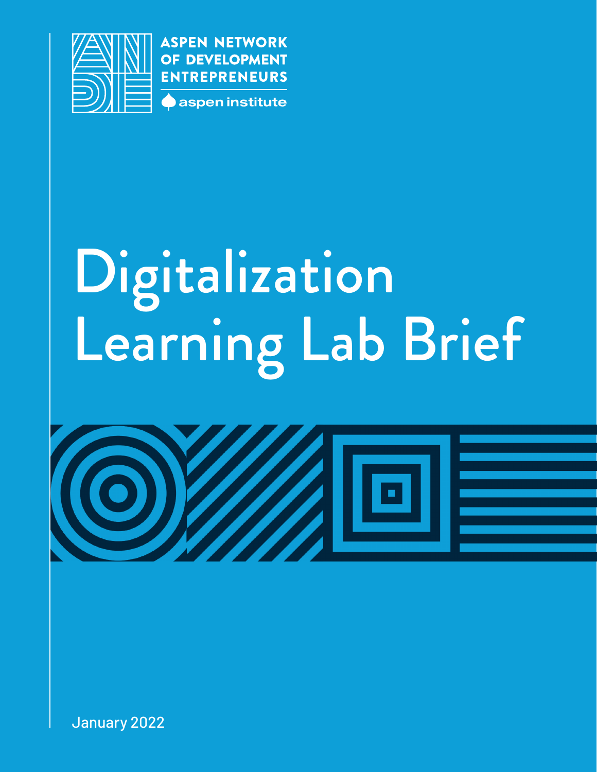ASPEN NETWORK OF DEVELOPMENT ENTREPRENEURS

aspen institute

# Digitalization Learning Lab Brief

January 2022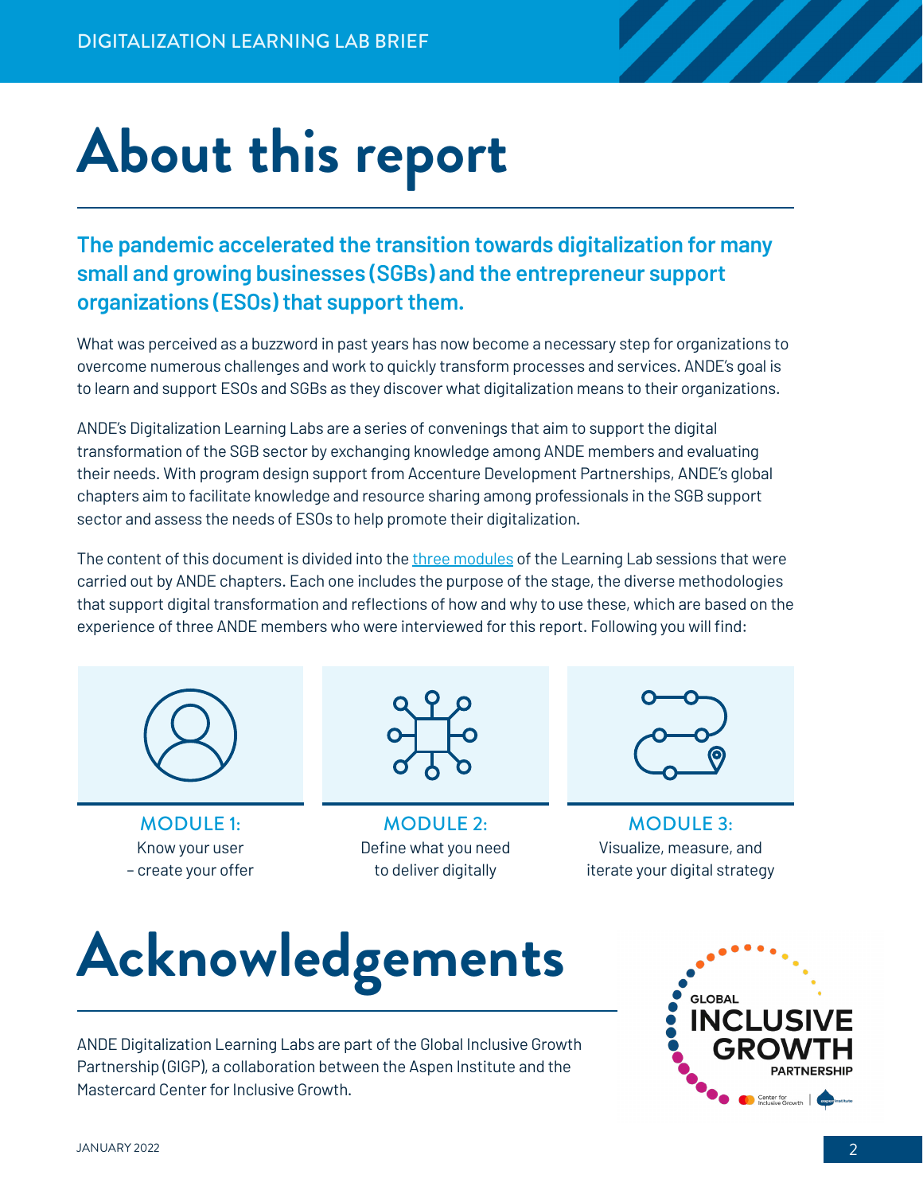# About this report

**The pandemic accelerated the transition towards digitalization for many small and growing businesses (SGBs) and the entrepreneur support organizations (ESOs) that support them.**

What was perceived as a buzzword in past years has now become a necessary step for organizations to overcome numerous challenges and work to quickly transform processes and services. ANDE's goal is to learn and support ESOs and SGBs as they discover what digitalization means to their organizations.

ANDE's Digitalization Learning Labs are a series of convenings that aim to support the digital transformation of the SGB sector by exchanging knowledge among ANDE members and evaluating their needs. With program design support from Accenture Development Partnerships, ANDE's global chapters aim to facilitate knowledge and resource sharing among professionals in the SGB support sector and assess the needs of ESOs to help promote their digitalization.

The content of this document is divided into the three modules of the Learning Lab sessions that were carried out by ANDE chapters. Each one includes the purpose of the stage, the diverse methodologies that support digital transformation and reflections of how and why to use these, which are based on the experience of three ANDE members who were interviewed for this report. Following you will find:

**MODULE 1:** Know your user – create your offer

**MODULE 2:** Define what you need to deliver digitally

**MODULE 3:** Visualize, measure, and iterate your digital strategy

# Acknowledgements

ANDE Digitalization Learning Labs are part of the Global Inclusive Growth Partnership (GIGP), a collaboration between the Aspen Institute and the Mastercard Center for Inclusive Growth.

JANUARY 2022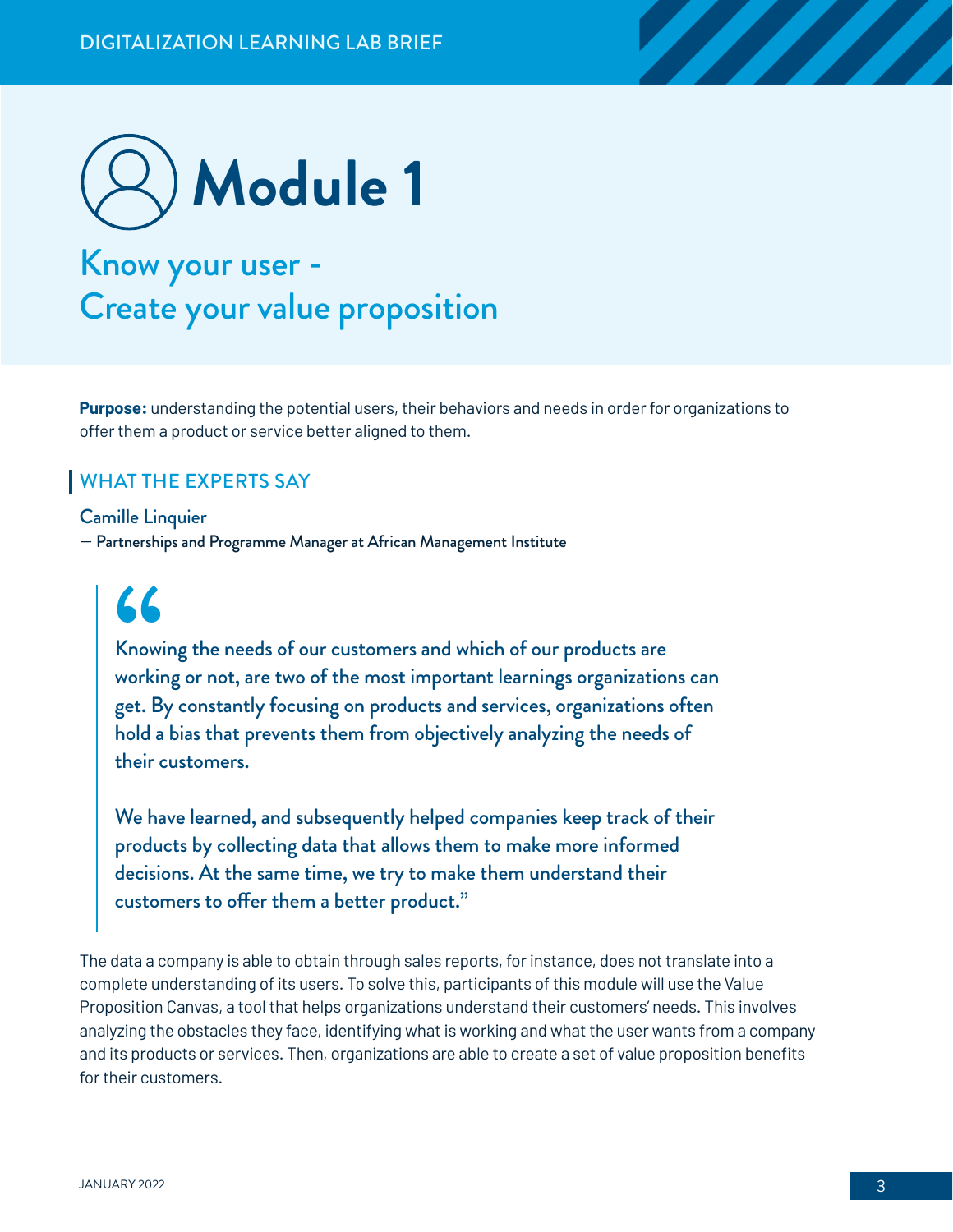# Module 1

## Know your user - Create your value proposition

**Purpose:** understanding the potential users, their behaviors and needs in order for organizations to offer them a product or service better aligned to them.

### WHAT THE EXPERTS SAY

Camille Linquier

— Partnerships and Programme Manager at African Management Institute

> “
> Knowing the needs of our customers and which of our products are working or not, are two of the most important learnings organizations can get. By constantly focusing on products and services, organizations often hold a bias that prevents them from objectively analyzing the needs of their customers.
>
> We have learned, and subsequently helped companies keep track of their products by collecting data that allows them to make more informed decisions. At the same time, we try to make them understand their customers to offer them a better product.”

The data a company is able to obtain through sales reports, for instance, does not translate into a complete understanding of its users. To solve this, participants of this module will use the Value Proposition Canvas, a tool that helps organizations understand their customers' needs. This involves analyzing the obstacles they face, identifying what is working and what the user wants from a company and its products or services. Then, organizations are able to create a set of value proposition benefits for their customers.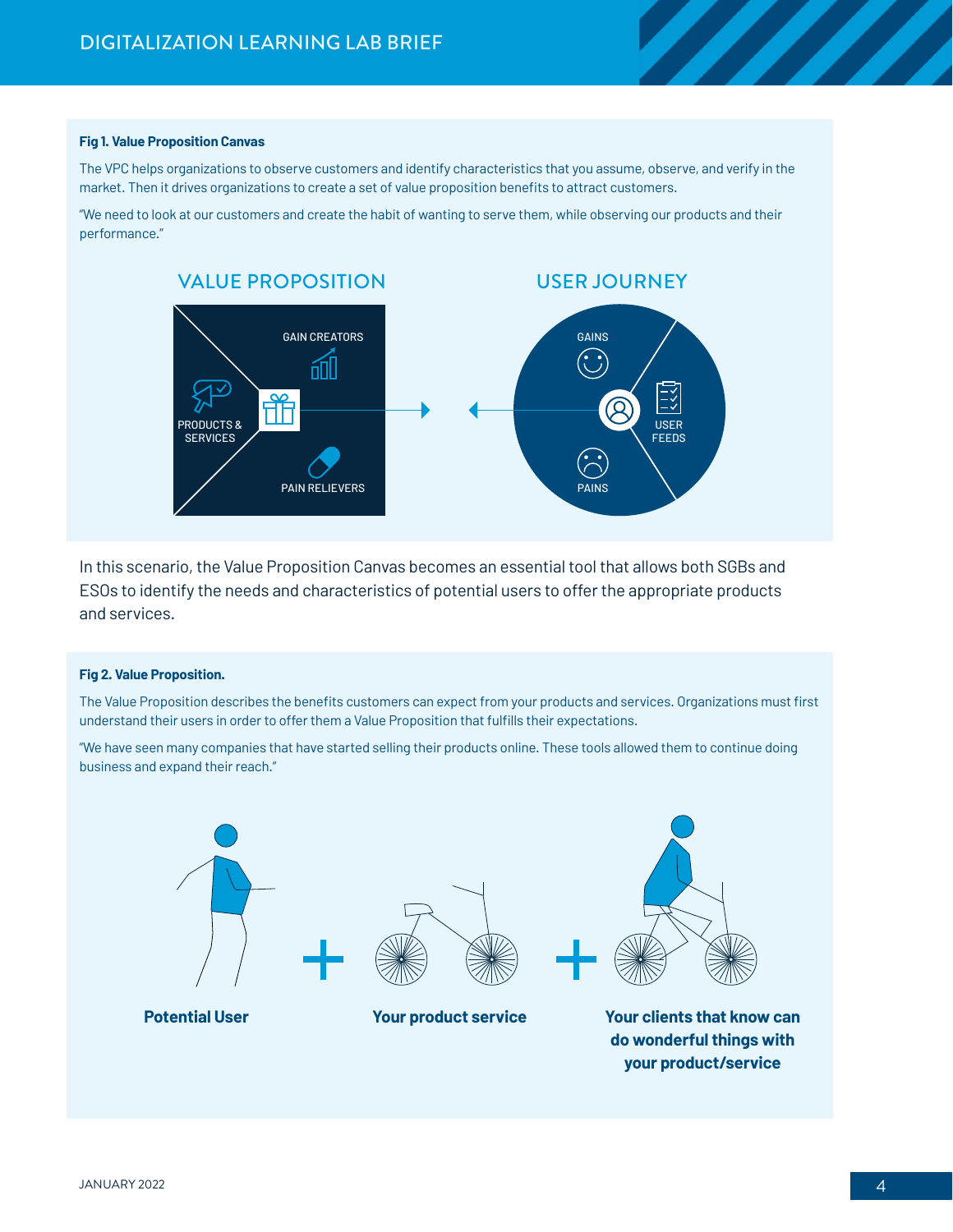**Fig 1. Value Proposition Canvas**

The VPC helps organizations to observe customers and identify characteristics that you assume, observe, and verify in the market. Then it drives organizations to create a set of value proposition benefits to attract customers.

"We need to look at our customers and create the habit of wanting to serve them, while observing our products and their performance."

VALUE PROPOSITION

GAIN CREATORS

PRODUCTS & SERVICES

PAIN RELIEVERS

USER JOURNEY

GAINS

USER FEEDS

PAINS

In this scenario, the Value Proposition Canvas becomes an essential tool that allows both SGBs and ESOs to identify the needs and characteristics of potential users to offer the appropriate products and services.

**Fig 2. Value Proposition.**

The Value Proposition describes the benefits customers can expect from your products and services. Organizations must first understand their users in order to offer them a Value Proposition that fulfills their expectations.

"We have seen many companies that have started selling their products online. These tools allowed them to continue doing business and expand their reach."

**Potential User** + **Your product service** + **Your clients that know can do wonderful things with your product/service**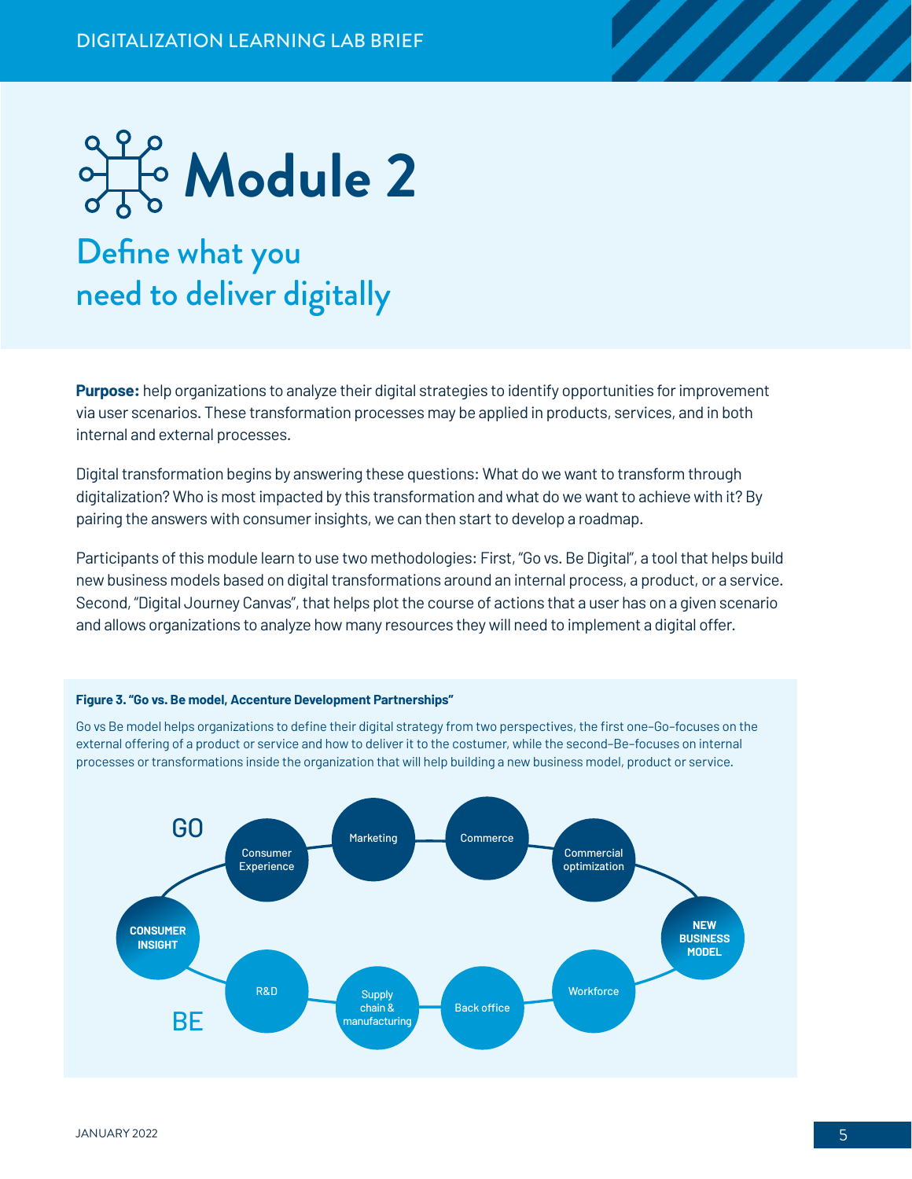# Module 2

## Define what you need to deliver digitally

**Purpose:** help organizations to analyze their digital strategies to identify opportunities for improvement via user scenarios. These transformation processes may be applied in products, services, and in both internal and external processes.

Digital transformation begins by answering these questions: What do we want to transform through digitalization? Who is most impacted by this transformation and what do we want to achieve with it? By pairing the answers with consumer insights, we can then start to develop a roadmap.

Participants of this module learn to use two methodologies: First, "Go vs. Be Digital", a tool that helps build new business models based on digital transformations around an internal process, a product, or a service. Second, "Digital Journey Canvas", that helps plot the course of actions that a user has on a given scenario and allows organizations to analyze how many resources they will need to implement a digital offer.

**Figure 3. "Go vs. Be model, Accenture Development Partnerships"**

Go vs Be model helps organizations to define their digital strategy from two perspectives, the first one–Go–focuses on the external offering of a product or service and how to deliver it to the costumer, while the second–Be–focuses on internal processes or transformations inside the organization that will help building a new business model, product or service.

GO

Consumer Experience — Marketing — Commerce — Commercial optimization

CONSUMER INSIGHT

NEW BUSINESS MODEL

R&D — Supply chain & manufacturing — Back office — Workforce

BE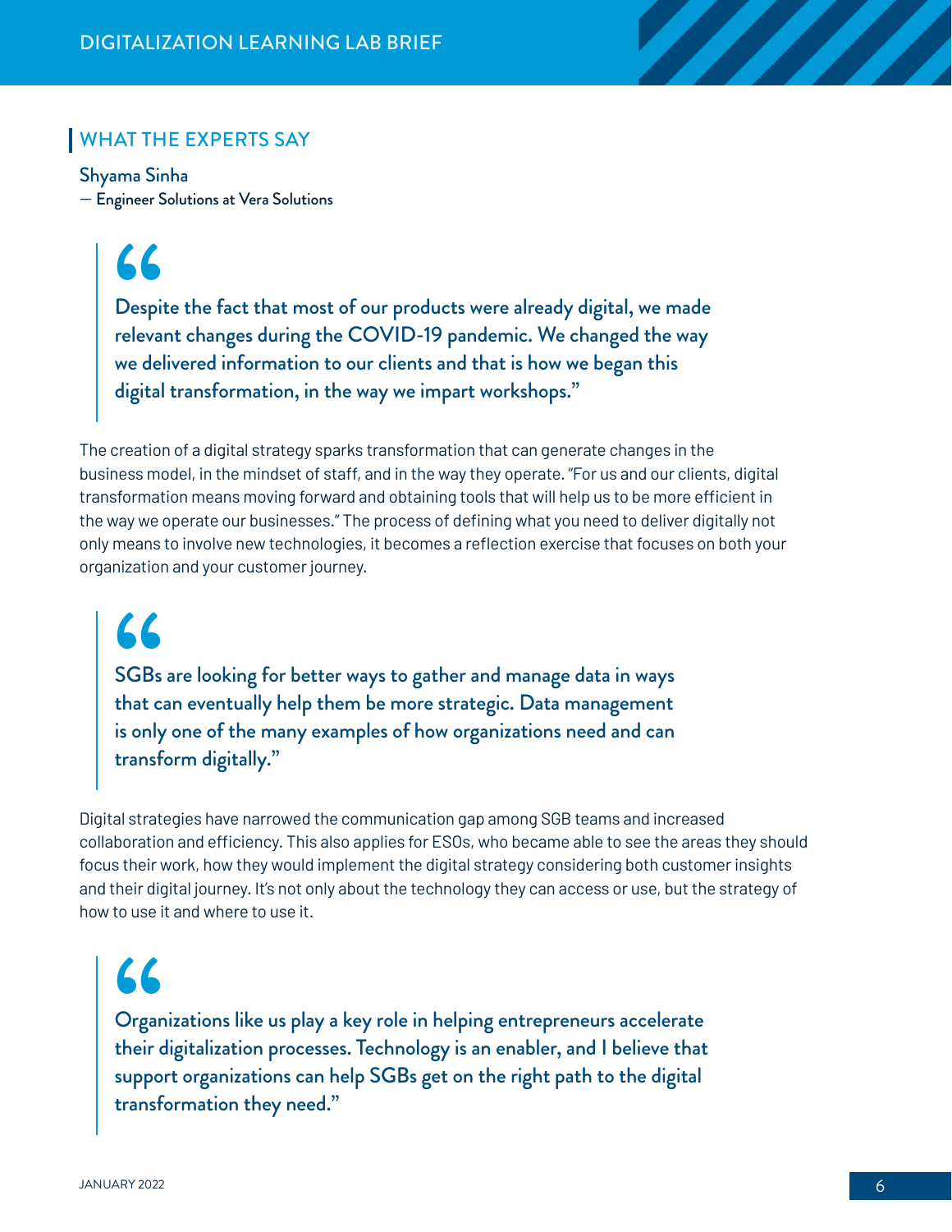## WHAT THE EXPERTS SAY

**Shyama Sinha**
— Engineer Solutions at Vera Solutions

> Despite the fact that most of our products were already digital, we made relevant changes during the COVID-19 pandemic. We changed the way we delivered information to our clients and that is how we began this digital transformation, in the way we impart workshops."

The creation of a digital strategy sparks transformation that can generate changes in the business model, in the mindset of staff, and in the way they operate. "For us and our clients, digital transformation means moving forward and obtaining tools that will help us to be more efficient in the way we operate our businesses." The process of defining what you need to deliver digitally not only means to involve new technologies, it becomes a reflection exercise that focuses on both your organization and your customer journey.

> SGBs are looking for better ways to gather and manage data in ways that can eventually help them be more strategic. Data management is only one of the many examples of how organizations need and can transform digitally."

Digital strategies have narrowed the communication gap among SGB teams and increased collaboration and efficiency. This also applies for ESOs, who became able to see the areas they should focus their work, how they would implement the digital strategy considering both customer insights and their digital journey. It's not only about the technology they can access or use, but the strategy of how to use it and where to use it.

> Organizations like us play a key role in helping entrepreneurs accelerate their digitalization processes. Technology is an enabler, and I believe that support organizations can help SGBs get on the right path to the digital transformation they need."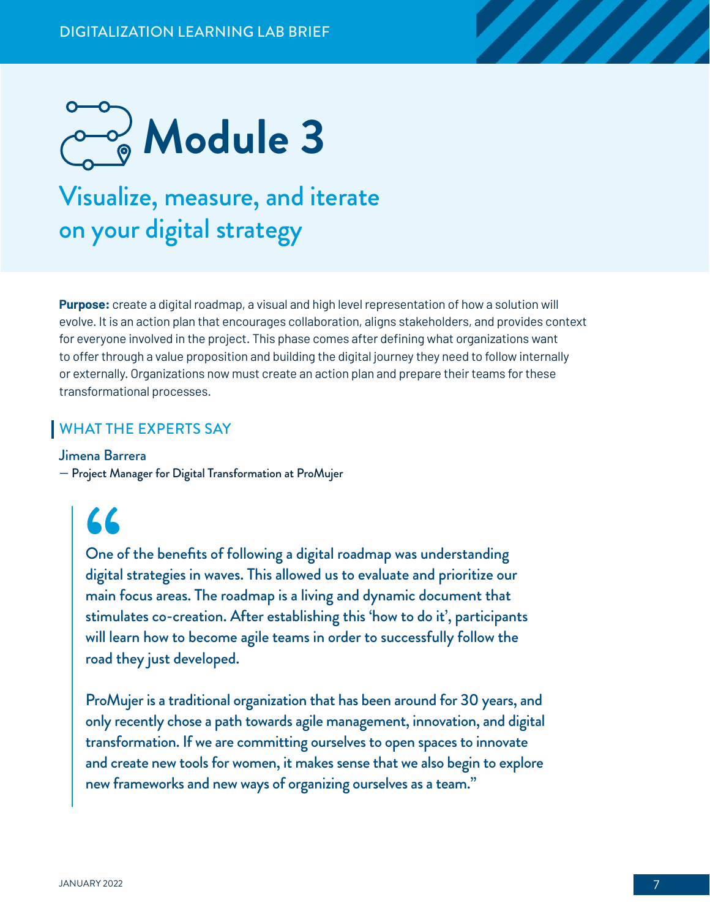# Module 3

## Visualize, measure, and iterate on your digital strategy

**Purpose:** create a digital roadmap, a visual and high level representation of how a solution will evolve. It is an action plan that encourages collaboration, aligns stakeholders, and provides context for everyone involved in the project. This phase comes after defining what organizations want to offer through a value proposition and building the digital journey they need to follow internally or externally. Organizations now must create an action plan and prepare their teams for these transformational processes.

### WHAT THE EXPERTS SAY

Jimena Barrera
— Project Manager for Digital Transformation at ProMujer

> "One of the benefits of following a digital roadmap was understanding digital strategies in waves. This allowed us to evaluate and prioritize our main focus areas. The roadmap is a living and dynamic document that stimulates co-creation. After establishing this 'how to do it', participants will learn how to become agile teams in order to successfully follow the road they just developed.
>
> ProMujer is a traditional organization that has been around for 30 years, and only recently chose a path towards agile management, innovation, and digital transformation. If we are committing ourselves to open spaces to innovate and create new tools for women, it makes sense that we also begin to explore new frameworks and new ways of organizing ourselves as a team."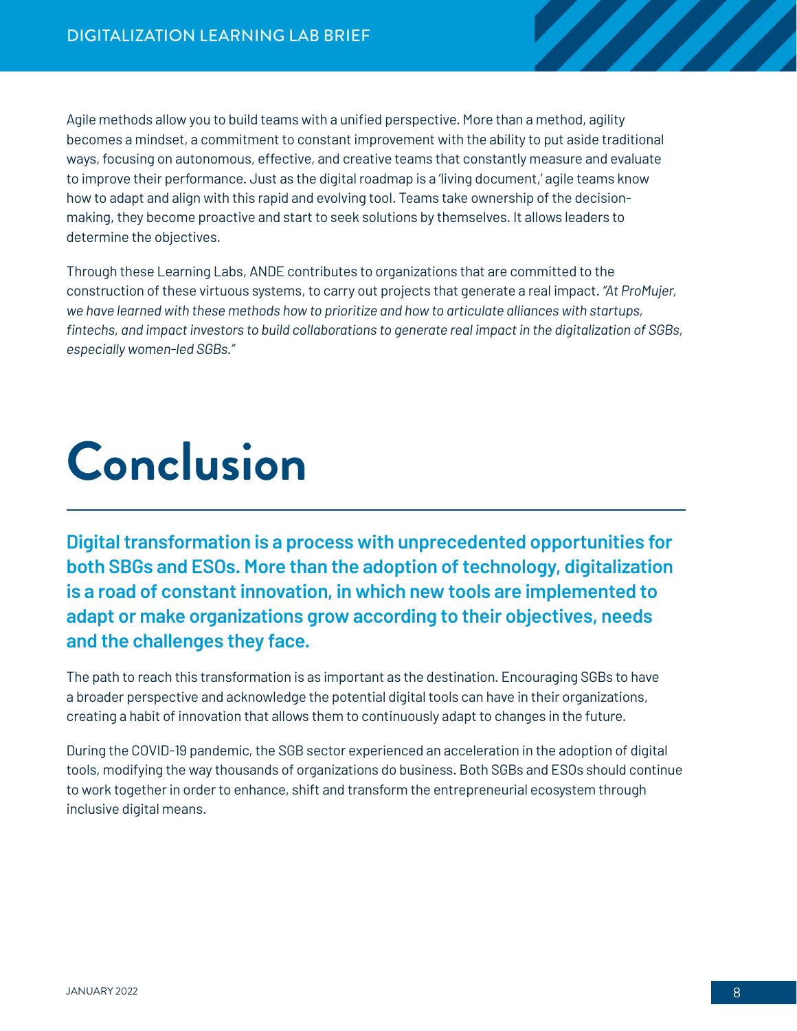Agile methods allow you to build teams with a unified perspective. More than a method, agility becomes a mindset, a commitment to constant improvement with the ability to put aside traditional ways, focusing on autonomous, effective, and creative teams that constantly measure and evaluate to improve their performance. Just as the digital roadmap is a 'living document,' agile teams know how to adapt and align with this rapid and evolving tool. Teams take ownership of the decision-making, they become proactive and start to seek solutions by themselves. It allows leaders to determine the objectives.

Through these Learning Labs, ANDE contributes to organizations that are committed to the construction of these virtuous systems, to carry out projects that generate a real impact. *"At ProMujer, we have learned with these methods how to prioritize and how to articulate alliances with startups, fintechs, and impact investors to build collaborations to generate real impact in the digitalization of SGBs, especially women-led SGBs."*

# Conclusion

**Digital transformation is a process with unprecedented opportunities for both SBGs and ESOs. More than the adoption of technology, digitalization is a road of constant innovation, in which new tools are implemented to adapt or make organizations grow according to their objectives, needs and the challenges they face.**

The path to reach this transformation is as important as the destination. Encouraging SGBs to have a broader perspective and acknowledge the potential digital tools can have in their organizations, creating a habit of innovation that allows them to continuously adapt to changes in the future.

During the COVID-19 pandemic, the SGB sector experienced an acceleration in the adoption of digital tools, modifying the way thousands of organizations do business. Both SGBs and ESOs should continue to work together in order to enhance, shift and transform the entrepreneurial ecosystem through inclusive digital means.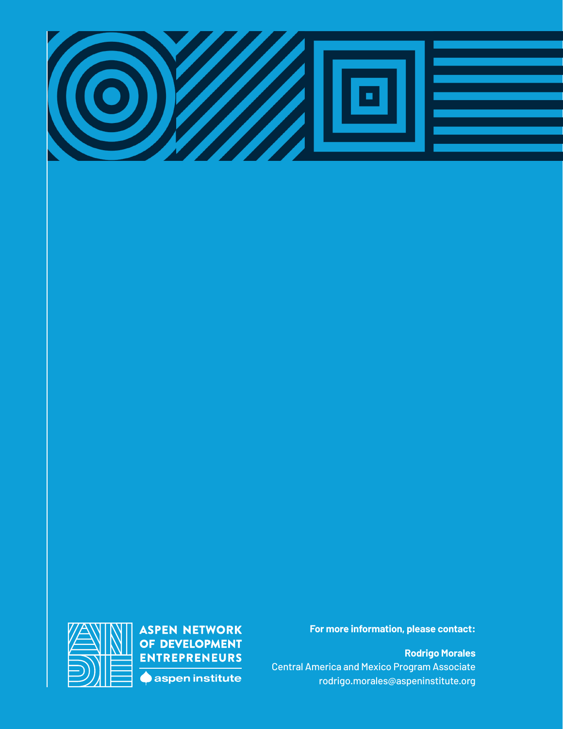ASPEN NETWORK OF DEVELOPMENT ENTREPRENEURS

aspen institute

**For more information, please contact:**

**Rodrigo Morales**
Central America and Mexico Program Associate
rodrigo.morales@aspeninstitute.org